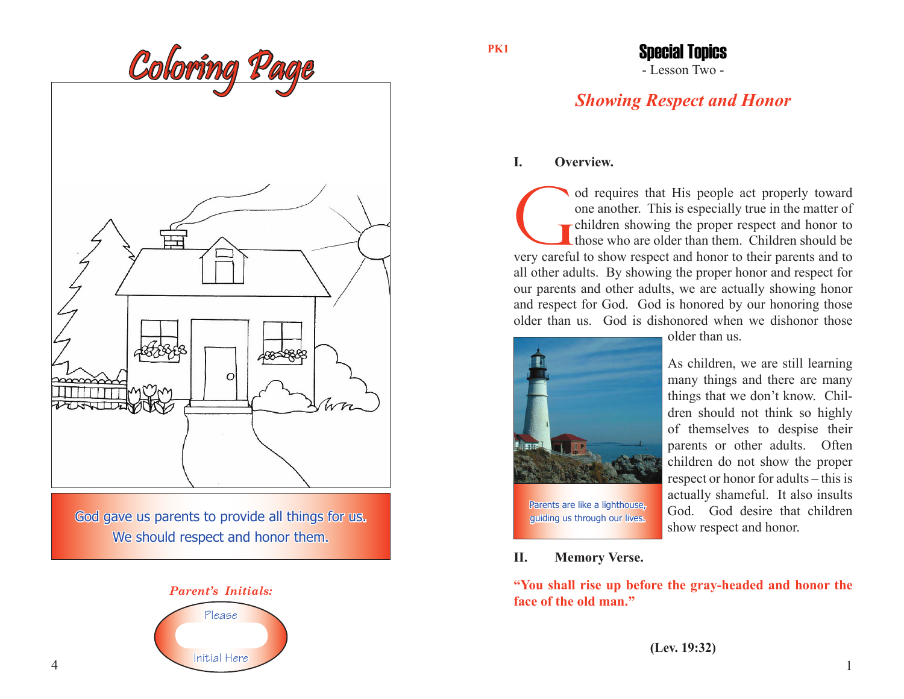# Coloring Page

God gave us parents to provide all things for us.
We should respect and honor them.

*Parent's Initials:*

Please

Initial Here

PK1

# Special Topics

- Lesson Two -

## *Showing Respect and Honor*

**I. Overview.**

God requires that His people act properly toward one another. This is especially true in the matter of children showing the proper respect and honor to those who are older than them. Children should be very careful to show respect and honor to their parents and to all other adults. By showing the proper honor and respect for our parents and other adults, we are actually showing honor and respect for God. God is honored by our honoring those older than us. God is dishonored when we dishonor those older than us.

Parents are like a lighthouse, guiding us through our lives.

As children, we are still learning many things and there are many things that we don't know. Children should not think so highly of themselves to despise their parents or other adults. Often children do not show the proper respect or honor for adults – this is actually shameful. It also insults God. God desire that children show respect and honor.

**II. Memory Verse.**

**"You shall rise up before the gray-headed and honor the face of the old man."**

**(Lev. 19:32)**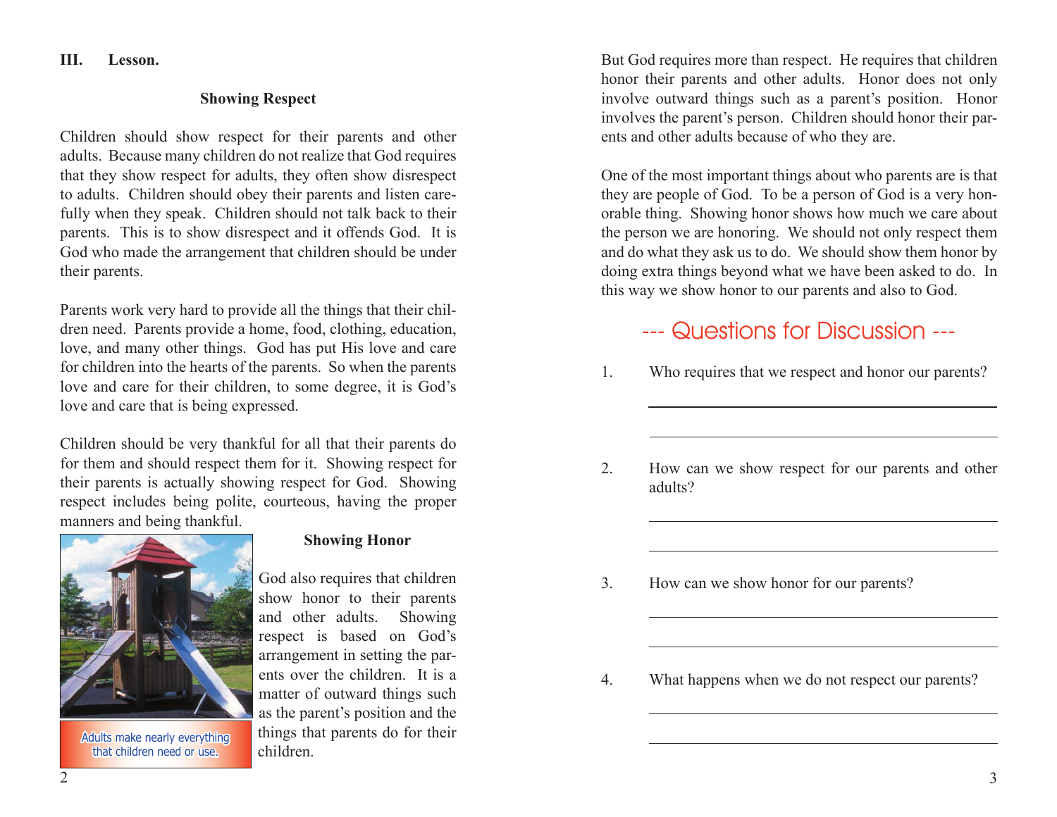**III. Lesson.**

### Showing Respect

Children should show respect for their parents and other adults. Because many children do not realize that God requires that they show respect for adults, they often show disrespect to adults. Children should obey their parents and listen carefully when they speak. Children should not talk back to their parents. This is to show disrespect and it offends God. It is God who made the arrangement that children should be under their parents.

Parents work very hard to provide all the things that their children need. Parents provide a home, food, clothing, education, love, and many other things. God has put His love and care for children into the hearts of the parents. So when the parents love and care for their children, to some degree, it is God's love and care that is being expressed.

Children should be very thankful for all that their parents do for them and should respect them for it. Showing respect for their parents is actually showing respect for God. Showing respect includes being polite, courteous, having the proper manners and being thankful.

Adults make nearly everything that children need or use.

### Showing Honor

God also requires that children show honor to their parents and other adults. Showing respect is based on God's arrangement in setting the parents over the children. It is a matter of outward things such as the parent's position and the things that parents do for their children.

But God requires more than respect. He requires that children honor their parents and other adults. Honor does not only involve outward things such as a parent's position. Honor involves the parent's person. Children should honor their parents and other adults because of who they are.

One of the most important things about who parents are is that they are people of God. To be a person of God is a very honorable thing. Showing honor shows how much we care about the person we are honoring. We should not only respect them and do what they ask us to do. We should show them honor by doing extra things beyond what we have been asked to do. In this way we show honor to our parents and also to God.

## --- Questions for Discussion ---

1. Who requires that we respect and honor our parents?

 \_\_\_\_\_\_\_\_\_\_\_\_\_\_\_\_\_\_\_\_\_\_\_\_\_\_\_\_\_\_\_\_\_\_\_\_\_\_\_\_

 \_\_\_\_\_\_\_\_\_\_\_\_\_\_\_\_\_\_\_\_\_\_\_\_\_\_\_\_\_\_\_\_\_\_\_\_\_\_\_\_

2. How can we show respect for our parents and other adults?

 \_\_\_\_\_\_\_\_\_\_\_\_\_\_\_\_\_\_\_\_\_\_\_\_\_\_\_\_\_\_\_\_\_\_\_\_\_\_\_\_

 \_\_\_\_\_\_\_\_\_\_\_\_\_\_\_\_\_\_\_\_\_\_\_\_\_\_\_\_\_\_\_\_\_\_\_\_\_\_\_\_

3. How can we show honor for our parents?

 \_\_\_\_\_\_\_\_\_\_\_\_\_\_\_\_\_\_\_\_\_\_\_\_\_\_\_\_\_\_\_\_\_\_\_\_\_\_\_\_

 \_\_\_\_\_\_\_\_\_\_\_\_\_\_\_\_\_\_\_\_\_\_\_\_\_\_\_\_\_\_\_\_\_\_\_\_\_\_\_\_

4. What happens when we do not respect our parents?

 \_\_\_\_\_\_\_\_\_\_\_\_\_\_\_\_\_\_\_\_\_\_\_\_\_\_\_\_\_\_\_\_\_\_\_\_\_\_\_\_

 \_\_\_\_\_\_\_\_\_\_\_\_\_\_\_\_\_\_\_\_\_\_\_\_\_\_\_\_\_\_\_\_\_\_\_\_\_\_\_\_